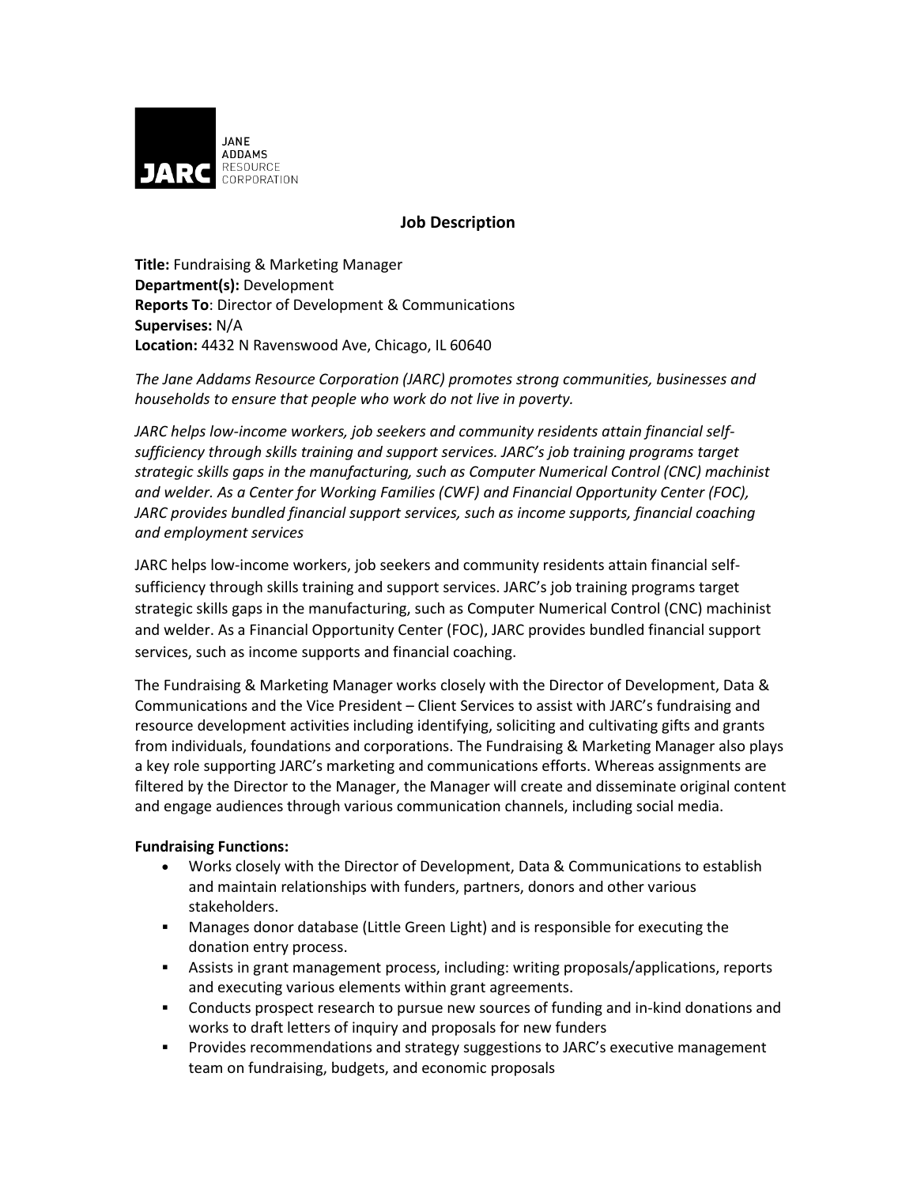JARC JANE ADDAMS RESOURCE CORPORATION

## Job Description

**Title:** Fundraising & Marketing Manager
**Department(s):** Development
**Reports To**: Director of Development & Communications
**Supervises:** N/A
**Location:** 4432 N Ravenswood Ave, Chicago, IL 60640

*The Jane Addams Resource Corporation (JARC) promotes strong communities, businesses and households to ensure that people who work do not live in poverty.*

*JARC helps low-income workers, job seekers and community residents attain financial self-sufficiency through skills training and support services. JARC's job training programs target strategic skills gaps in the manufacturing, such as Computer Numerical Control (CNC) machinist and welder. As a Center for Working Families (CWF) and Financial Opportunity Center (FOC), JARC provides bundled financial support services, such as income supports, financial coaching and employment services*

JARC helps low-income workers, job seekers and community residents attain financial self-sufficiency through skills training and support services. JARC's job training programs target strategic skills gaps in the manufacturing, such as Computer Numerical Control (CNC) machinist and welder. As a Financial Opportunity Center (FOC), JARC provides bundled financial support services, such as income supports and financial coaching.

The Fundraising & Marketing Manager works closely with the Director of Development, Data & Communications and the Vice President – Client Services to assist with JARC's fundraising and resource development activities including identifying, soliciting and cultivating gifts and grants from individuals, foundations and corporations. The Fundraising & Marketing Manager also plays a key role supporting JARC's marketing and communications efforts. Whereas assignments are filtered by the Director to the Manager, the Manager will create and disseminate original content and engage audiences through various communication channels, including social media.

**Fundraising Functions:**

- Works closely with the Director of Development, Data & Communications to establish and maintain relationships with funders, partners, donors and other various stakeholders.
- Manages donor database (Little Green Light) and is responsible for executing the donation entry process.
- Assists in grant management process, including: writing proposals/applications, reports and executing various elements within grant agreements.
- Conducts prospect research to pursue new sources of funding and in-kind donations and works to draft letters of inquiry and proposals for new funders
- Provides recommendations and strategy suggestions to JARC's executive management team on fundraising, budgets, and economic proposals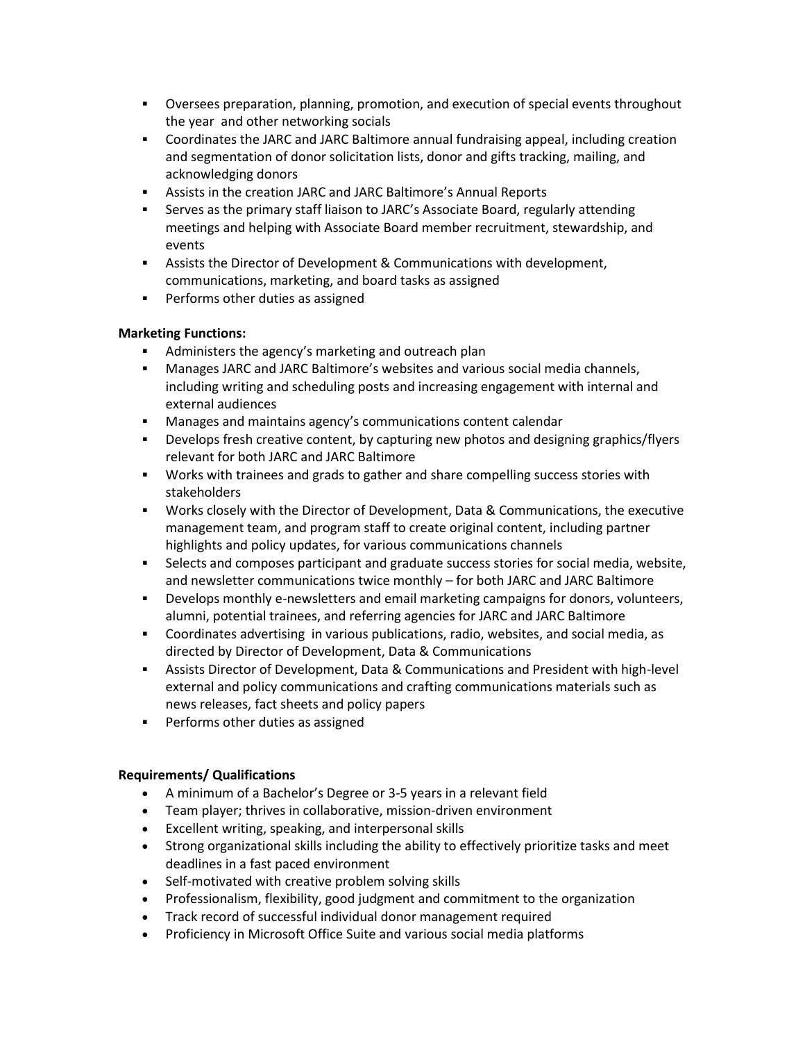- Oversees preparation, planning, promotion, and execution of special events throughout the year and other networking socials
- Coordinates the JARC and JARC Baltimore annual fundraising appeal, including creation and segmentation of donor solicitation lists, donor and gifts tracking, mailing, and acknowledging donors
- Assists in the creation JARC and JARC Baltimore's Annual Reports
- Serves as the primary staff liaison to JARC's Associate Board, regularly attending meetings and helping with Associate Board member recruitment, stewardship, and events
- Assists the Director of Development & Communications with development, communications, marketing, and board tasks as assigned
- Performs other duties as assigned

**Marketing Functions:**

- Administers the agency's marketing and outreach plan
- Manages JARC and JARC Baltimore's websites and various social media channels, including writing and scheduling posts and increasing engagement with internal and external audiences
- Manages and maintains agency's communications content calendar
- Develops fresh creative content, by capturing new photos and designing graphics/flyers relevant for both JARC and JARC Baltimore
- Works with trainees and grads to gather and share compelling success stories with stakeholders
- Works closely with the Director of Development, Data & Communications, the executive management team, and program staff to create original content, including partner highlights and policy updates, for various communications channels
- Selects and composes participant and graduate success stories for social media, website, and newsletter communications twice monthly – for both JARC and JARC Baltimore
- Develops monthly e-newsletters and email marketing campaigns for donors, volunteers, alumni, potential trainees, and referring agencies for JARC and JARC Baltimore
- Coordinates advertising in various publications, radio, websites, and social media, as directed by Director of Development, Data & Communications
- Assists Director of Development, Data & Communications and President with high-level external and policy communications and crafting communications materials such as news releases, fact sheets and policy papers
- Performs other duties as assigned

**Requirements/ Qualifications**

- A minimum of a Bachelor's Degree or 3-5 years in a relevant field
- Team player; thrives in collaborative, mission-driven environment
- Excellent writing, speaking, and interpersonal skills
- Strong organizational skills including the ability to effectively prioritize tasks and meet deadlines in a fast paced environment
- Self-motivated with creative problem solving skills
- Professionalism, flexibility, good judgment and commitment to the organization
- Track record of successful individual donor management required
- Proficiency in Microsoft Office Suite and various social media platforms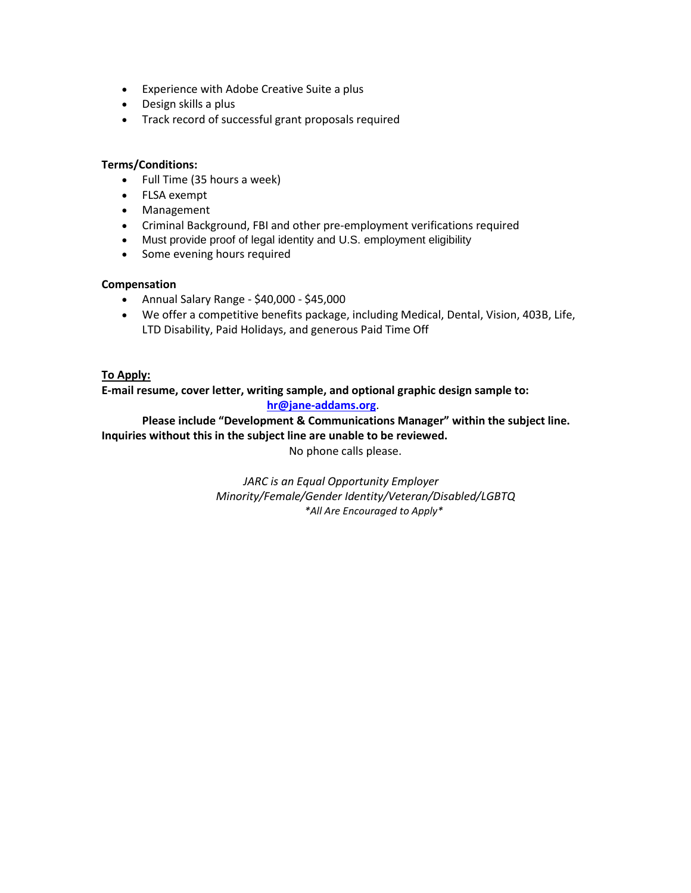- Experience with Adobe Creative Suite a plus
- Design skills a plus
- Track record of successful grant proposals required

**Terms/Conditions:**

- Full Time (35 hours a week)
- FLSA exempt
- Management
- Criminal Background, FBI and other pre-employment verifications required
- Must provide proof of legal identity and U.S. employment eligibility
- Some evening hours required

**Compensation**

- Annual Salary Range - $40,000 - $45,000
- We offer a competitive benefits package, including Medical, Dental, Vision, 403B, Life, LTD Disability, Paid Holidays, and generous Paid Time Off

**To Apply:**

**E-mail resume, cover letter, writing sample, and optional graphic design sample to: [hr@jane-addams.org](mailto:hr@jane-addams.org).**

**Please include "Development & Communications Manager" within the subject line. Inquiries without this in the subject line are unable to be reviewed.**

No phone calls please.

*JARC is an Equal Opportunity Employer*
*Minority/Female/Gender Identity/Veteran/Disabled/LGBTQ*
*\*All Are Encouraged to Apply\**